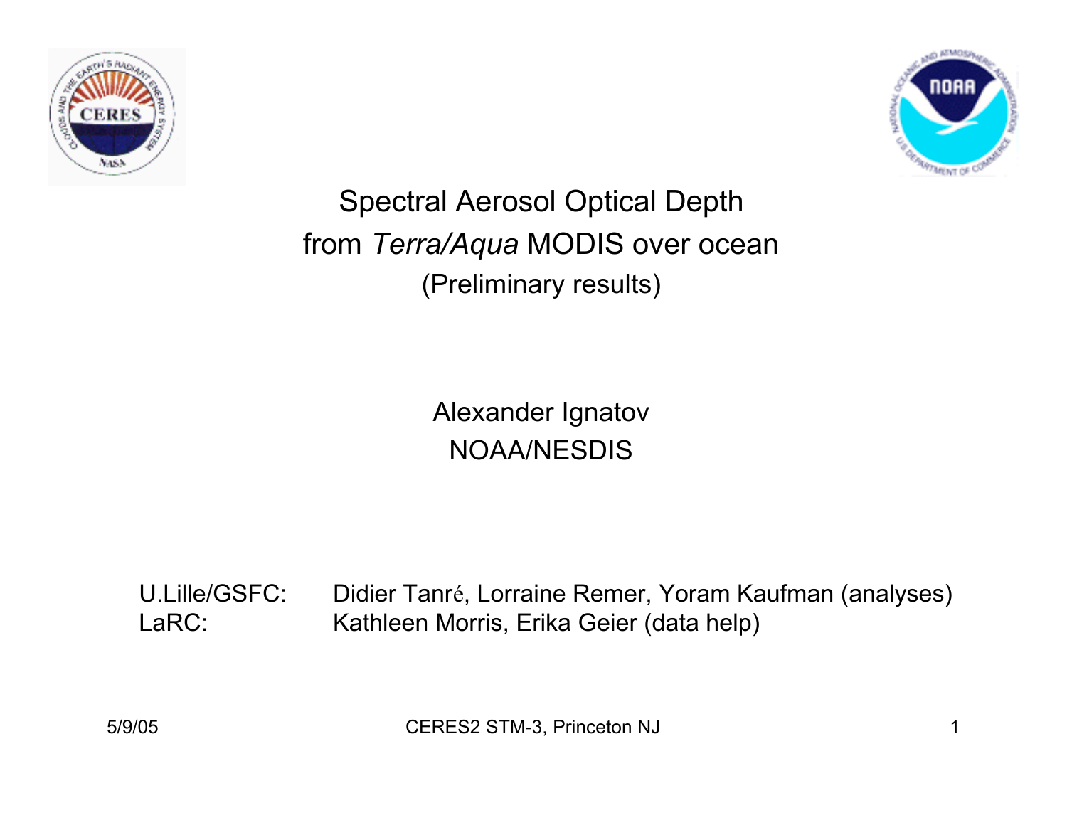# Spectral Aerosol Optical Depth from *Terra/Aqua* MODIS over ocean

(Preliminary results)

Alexander Ignatov
NOAA/NESDIS

U.Lille/GSFC: Didier Tanré, Lorraine Remer, Yoram Kaufman (analyses)
LaRC: Kathleen Morris, Erika Geier (data help)

5/9/05 CERES2 STM-3, Princeton NJ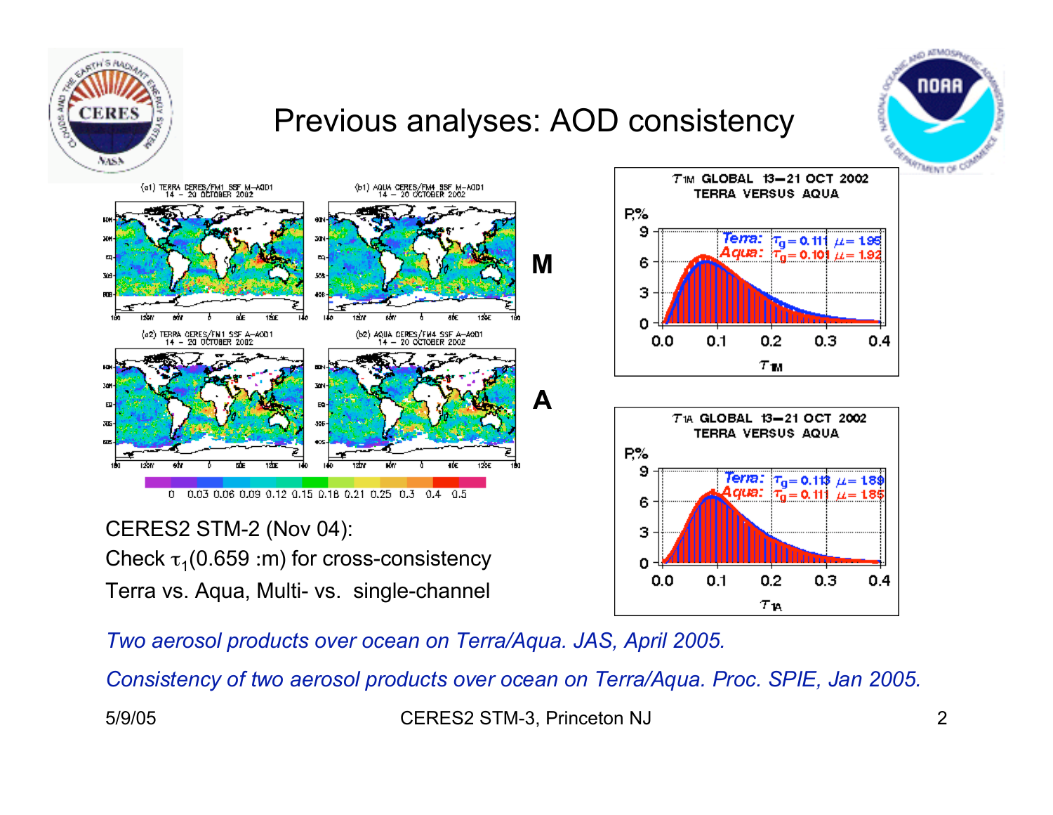# Previous analyses: AOD consistency

CERES2 STM-2 (Nov 04):

Check $\tau_1$(0.659 :m) for cross-consistency

Terra vs. Aqua, Multi- vs. single-channel

*Two aerosol products over ocean on Terra/Aqua. JAS, April 2005.*

*Consistency of two aerosol products over ocean on Terra/Aqua. Proc. SPIE, Jan 2005.*

5/9/05

CERES2 STM-3, Princeton NJ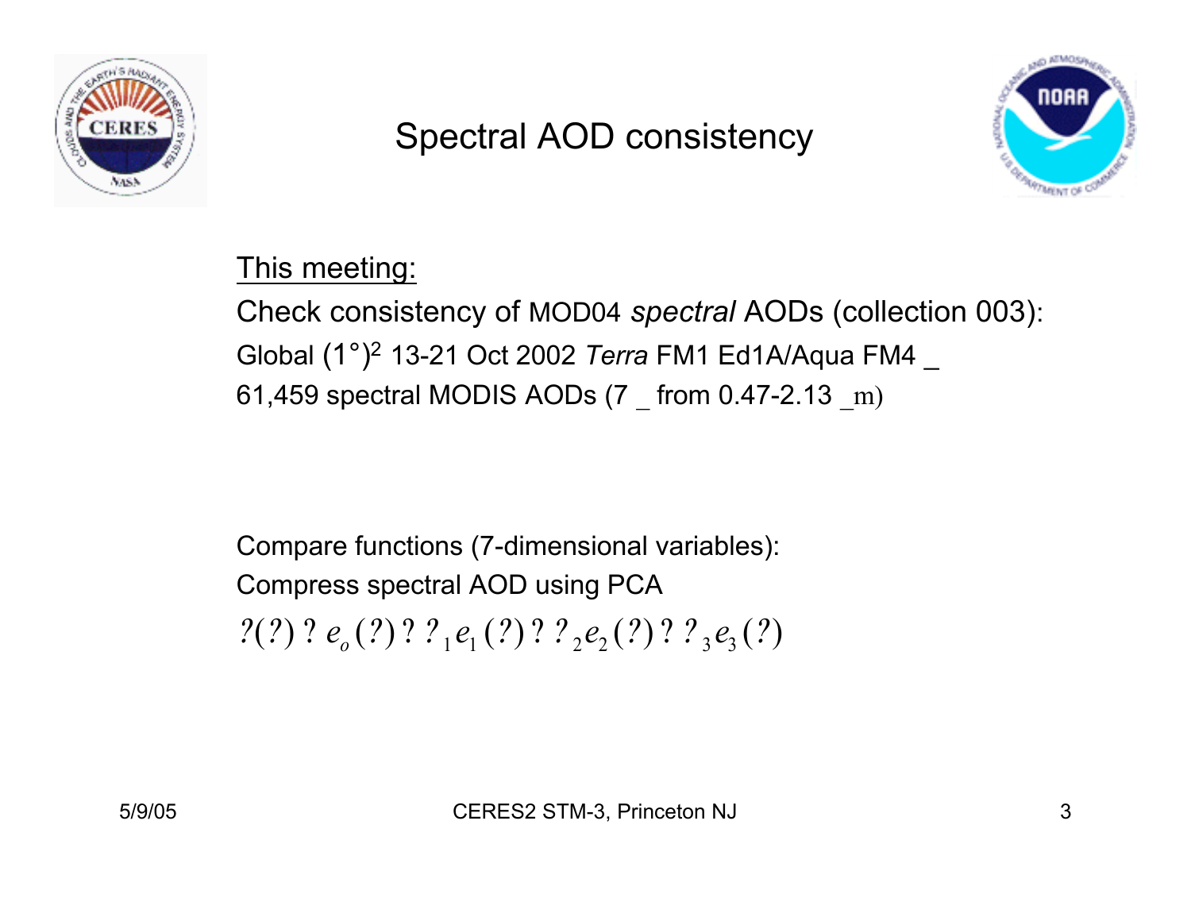# Spectral AOD consistency

<u>This meeting:</u>

Check consistency of MOD04 *spectral* AODs (collection 003):

Global $(1°)^2$ 13-21 Oct 2002 *Terra* FM1 Ed1A/Aqua FM4 _

61,459 spectral MODIS AODs (7 _ from 0.47-2.13 _m)

Compare functions (7-dimensional variables):

Compress spectral AOD using PCA

$$?(?) ? e_o(?) ? ?_1 e_1(?) ? ?_2 e_2(?) ? ?_3 e_3(?)$$

5/9/05 CERES2 STM-3, Princeton NJ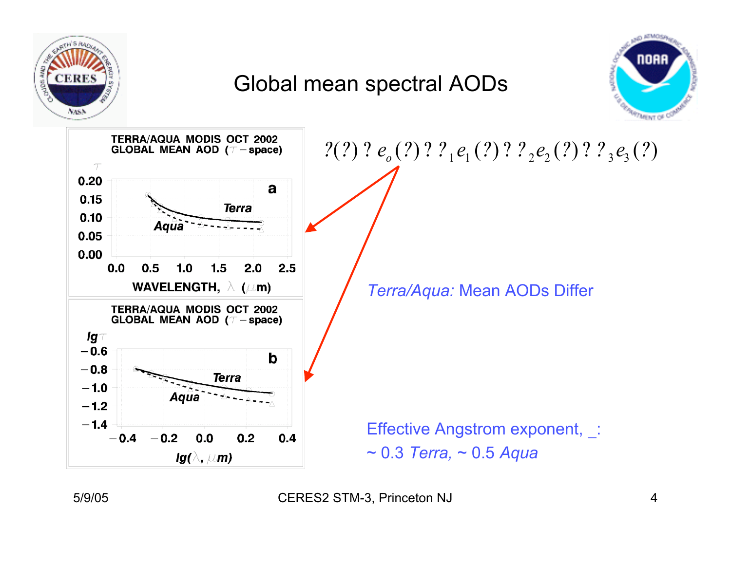# Global mean spectral AODs

$$?(?) ? e_o(?) ? ?_1 e_1(?) ? ?_2 e_2(?) ? ?_3 e_3(?)$$

TERRA/AQUA MODIS OCT 2002
GLOBAL MEAN AOD (τ – space)

a

TERRA/AQUA MODIS OCT 2002
GLOBAL MEAN AOD (τ – space)

b

*Terra/Aqua:* Mean AODs Differ

Effective Angstrom exponent, _:
~ 0.3 *Terra,* ~ 0.5 *Aqua*

5/9/05

CERES2 STM-3, Princeton NJ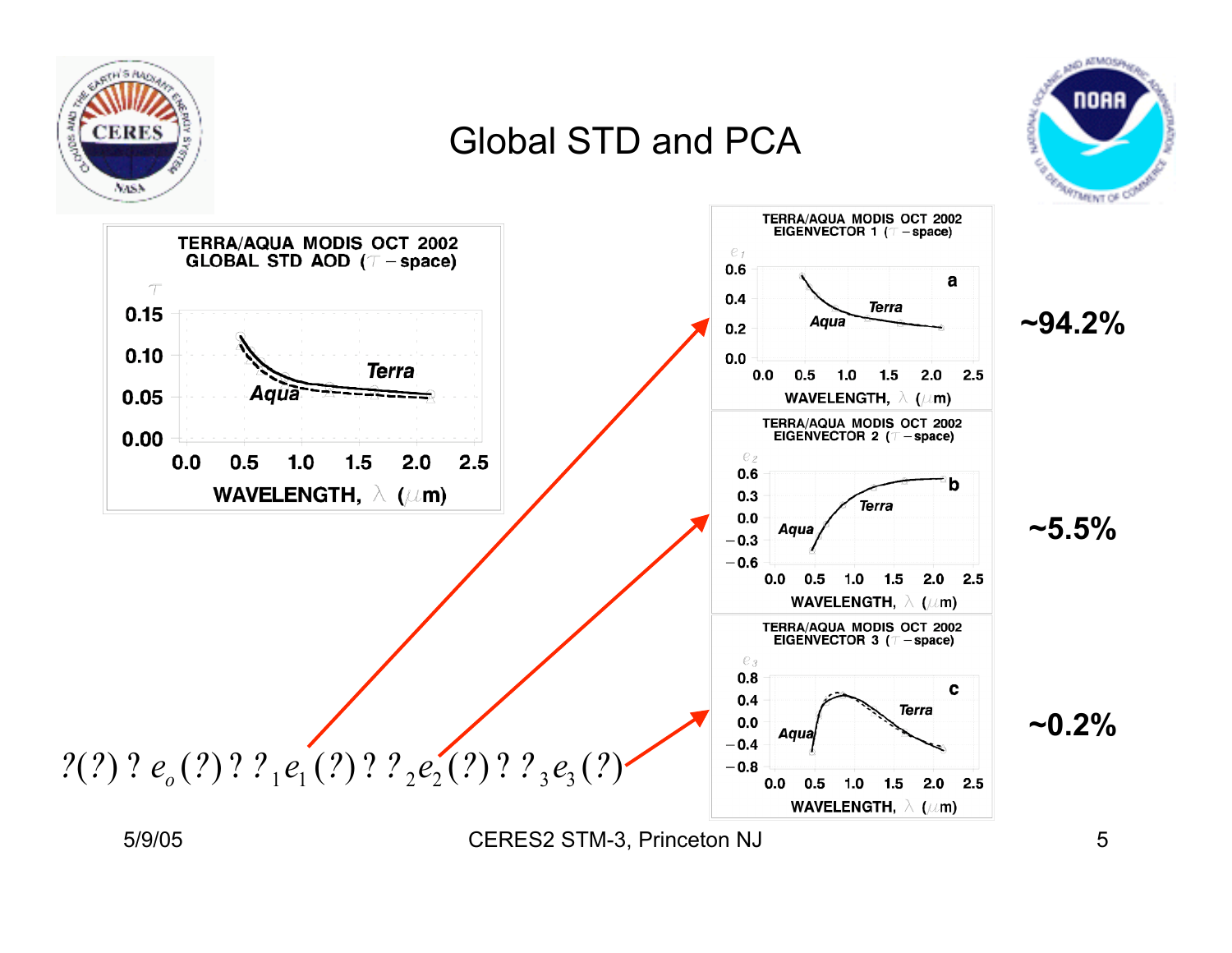# Global STD and PCA

**TERRA/AQUA MODIS OCT 2002 GLOBAL STD AOD ($\tau$ – space)**

$\tau$: 0.00, 0.05, 0.10, 0.15

WAVELENGTH, $\lambda$ ($\mu$m): 0.0, 0.5, 1.0, 1.5, 2.0, 2.5

*Terra*, *Aqua*

**TERRA/AQUA MODIS OCT 2002 EIGENVECTOR 1 ($\tau$ – space)** — a

$e_1$: 0.0, 0.2, 0.4, 0.6

WAVELENGTH, $\lambda$ ($\mu$m): 0.0, 0.5, 1.0, 1.5, 2.0, 2.5

*Terra*, *Aqua*

**~94.2%**

**TERRA/AQUA MODIS OCT 2002 EIGENVECTOR 2 ($\tau$ – space)** — b

$e_2$: −0.6, −0.3, 0.0, 0.3, 0.6

WAVELENGTH, $\lambda$ ($\mu$m): 0.0, 0.5, 1.0, 1.5, 2.0, 2.5

*Terra*, *Aqua*

**~5.5%**

**TERRA/AQUA MODIS OCT 2002 EIGENVECTOR 3 ($\tau$ – space)** — c

$e_3$: −0.8, −0.4, 0.0, 0.4, 0.8

WAVELENGTH, $\lambda$ ($\mu$m): 0.0, 0.5, 1.0, 1.5, 2.0, 2.5

*Terra*, *Aqua*

**~0.2%**

$$?(?)\ ?\ e_o(?)\ ?\ ?_1 e_1(?)\ ?\ ?_2 e_2(?)\ ?\ ?_3 e_3(?)$$

5/9/05 CERES2 STM-3, Princeton NJ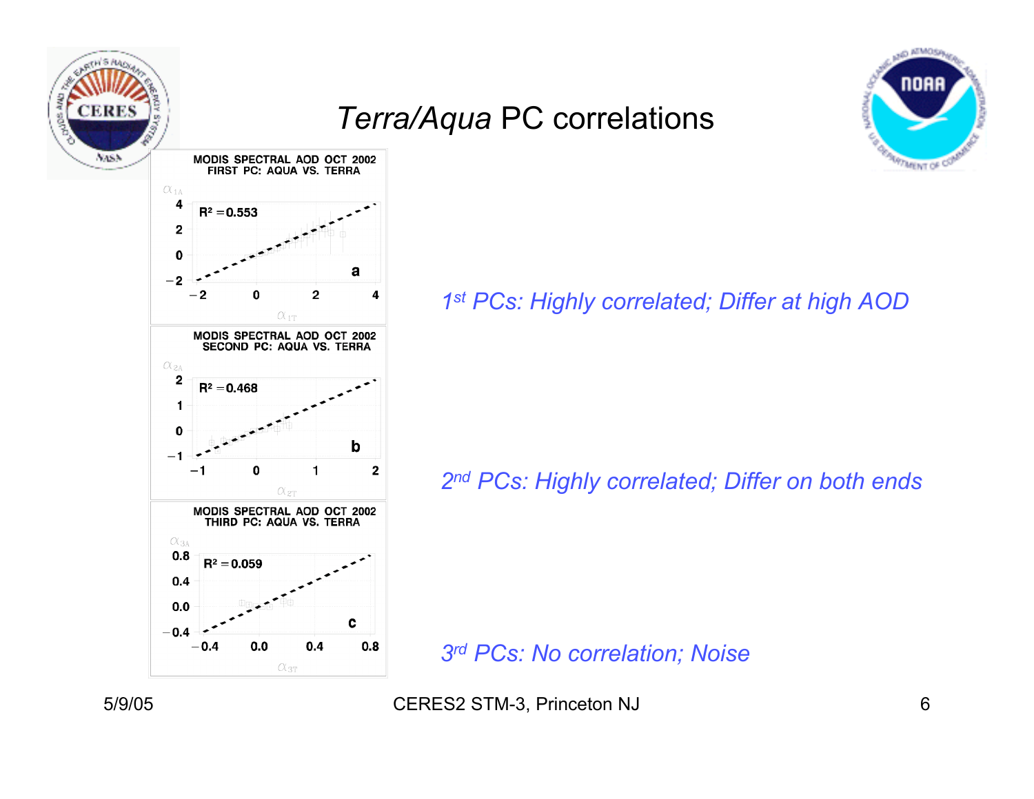# *Terra/Aqua* PC correlations

MODIS SPECTRAL AOD OCT 2002
FIRST PC: AQUA VS. TERRA

$R^2 = 0.553$

a

MODIS SPECTRAL AOD OCT 2002
SECOND PC: AQUA VS. TERRA

$R^2 = 0.468$

b

MODIS SPECTRAL AOD OCT 2002
THIRD PC: AQUA VS. TERRA

$R^2 = 0.059$

c

*1st PCs: Highly correlated; Differ at high AOD*

*2nd PCs: Highly correlated; Differ on both ends*

*3rd PCs: No correlation; Noise*

5/9/05 CERES2 STM-3, Princeton NJ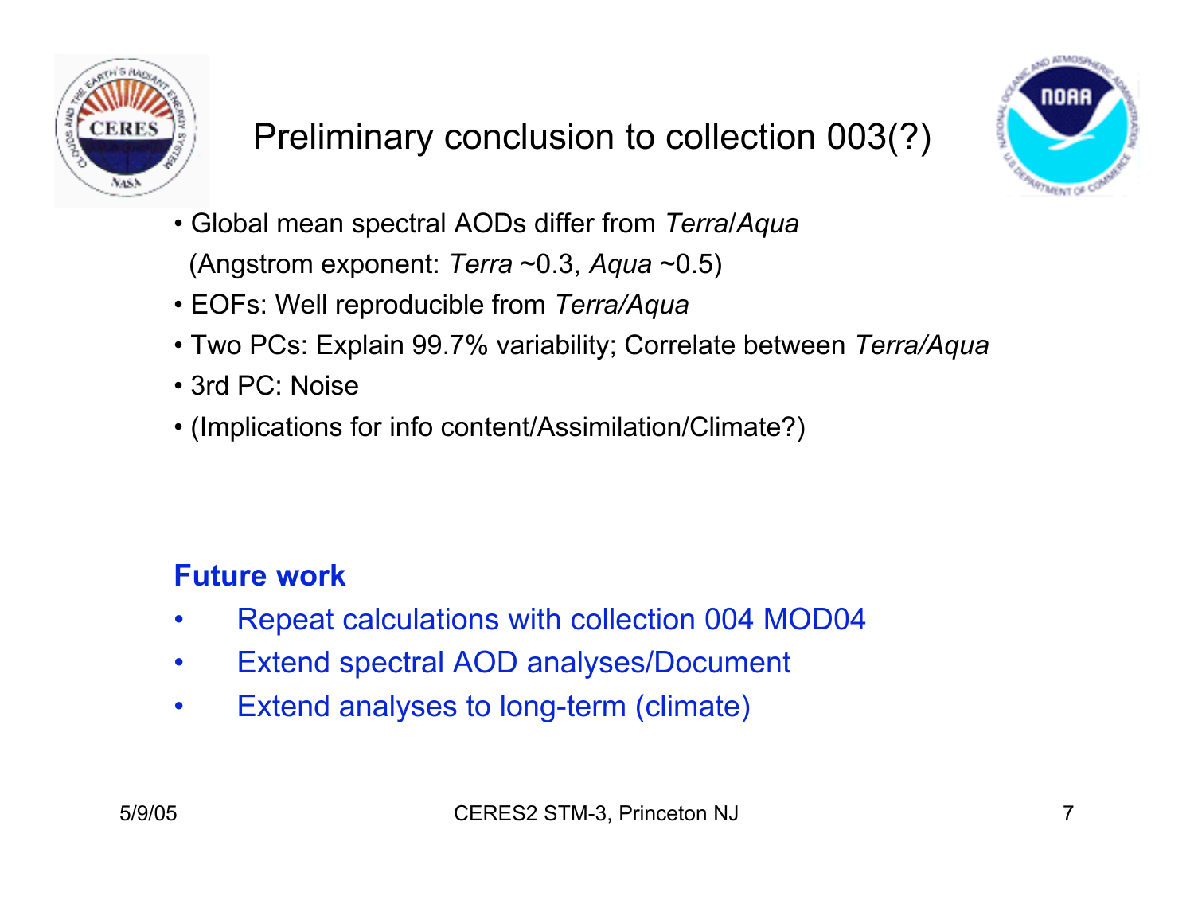# Preliminary conclusion to collection 003(?)

- Global mean spectral AODs differ from *Terra*/*Aqua* (Angstrom exponent: *Terra* ~0.3, *Aqua* ~0.5)
- EOFs: Well reproducible from *Terra/Aqua*
- Two PCs: Explain 99.7% variability; Correlate between *Terra/Aqua*
- 3rd PC: Noise
- (Implications for info content/Assimilation/Climate?)

**Future work**

- Repeat calculations with collection 004 MOD04
- Extend spectral AOD analyses/Document
- Extend analyses to long-term (climate)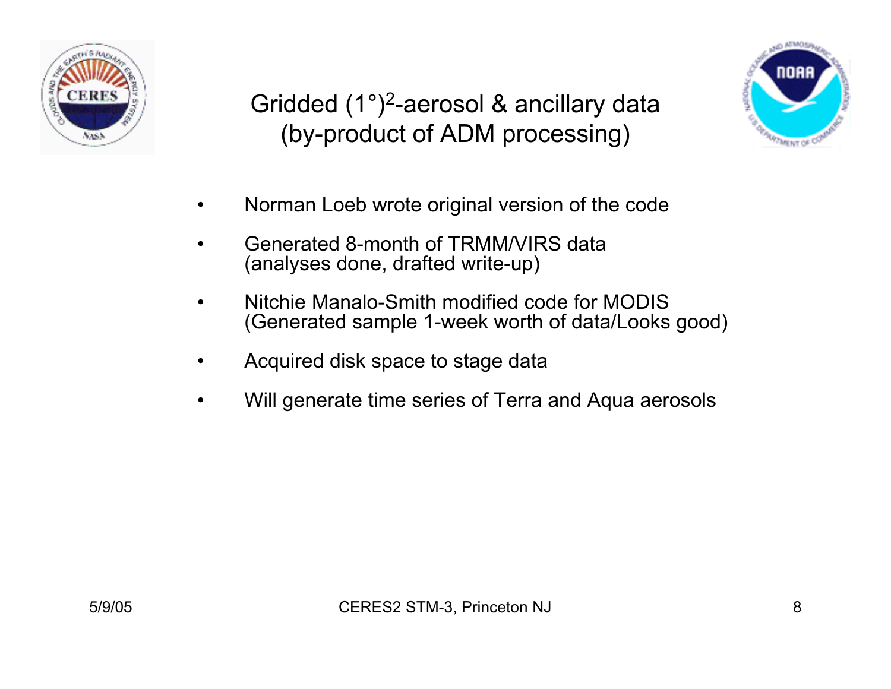# Gridded $(1°)^2$-aerosol & ancillary data (by-product of ADM processing)

- Norman Loeb wrote original version of the code
- Generated 8-month of TRMM/VIRS data (analyses done, drafted write-up)
- Nitchie Manalo-Smith modified code for MODIS (Generated sample 1-week worth of data/Looks good)
- Acquired disk space to stage data
- Will generate time series of Terra and Aqua aerosols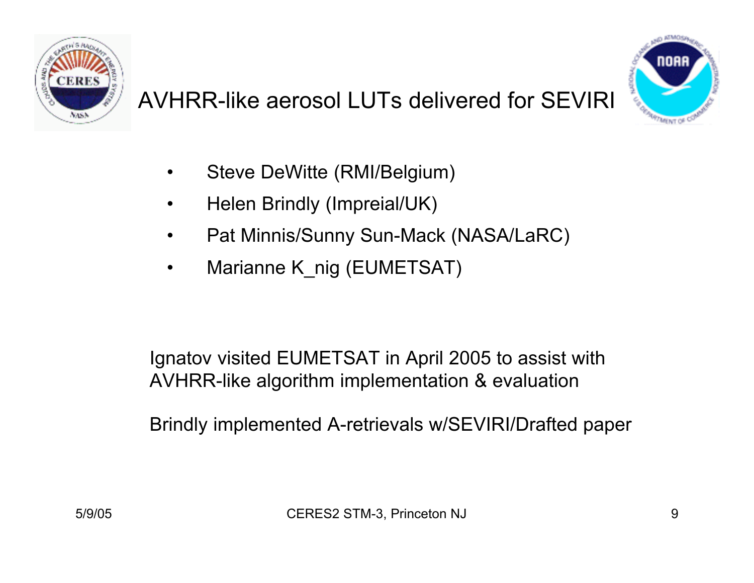# AVHRR-like aerosol LUTs delivered for SEVIRI

- Steve DeWitte (RMI/Belgium)
- Helen Brindly (Impreial/UK)
- Pat Minnis/Sunny Sun-Mack (NASA/LaRC)
- Marianne K_nig (EUMETSAT)

Ignatov visited EUMETSAT in April 2005 to assist with AVHRR-like algorithm implementation & evaluation

Brindly implemented A-retrievals w/SEVIRI/Drafted paper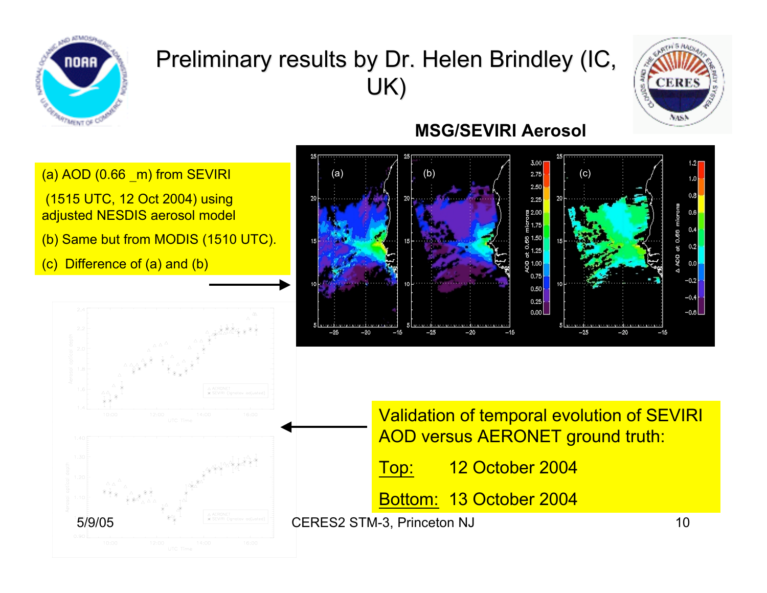# Preliminary results by Dr. Helen Brindley (IC, UK)

## MSG/SEVIRI Aerosol

(a) AOD (0.66 _m) from SEVIRI (1515 UTC, 12 Oct 2004) using adjusted NESDIS aerosol model

(b) Same but from MODIS (1510 UTC).

(c) Difference of (a) and (b)

(a)
(b)
(c)
AOD at 0.66 microns
Δ AOD at 0.66 microns
3.00
2.75
2.50
2.25
2.00
1.75
1.50
1.25
1.00
0.75
0.50
0.25
0.00
1.2
1.0
0.8
0.6
0.4
0.2
0.0
−0.2
−0.4
−0.6
25
20
15
10
5
−25
−20
−15

Validation of temporal evolution of SEVIRI AOD versus AERONET ground truth:

Top: 12 October 2004

Bottom: 13 October 2004

5/9/05

CERES2 STM-3, Princeton NJ